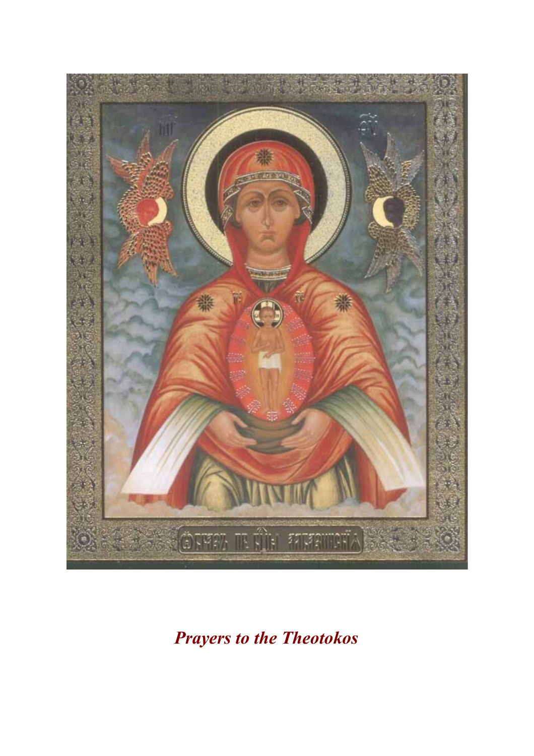*Prayers to the Theotokos*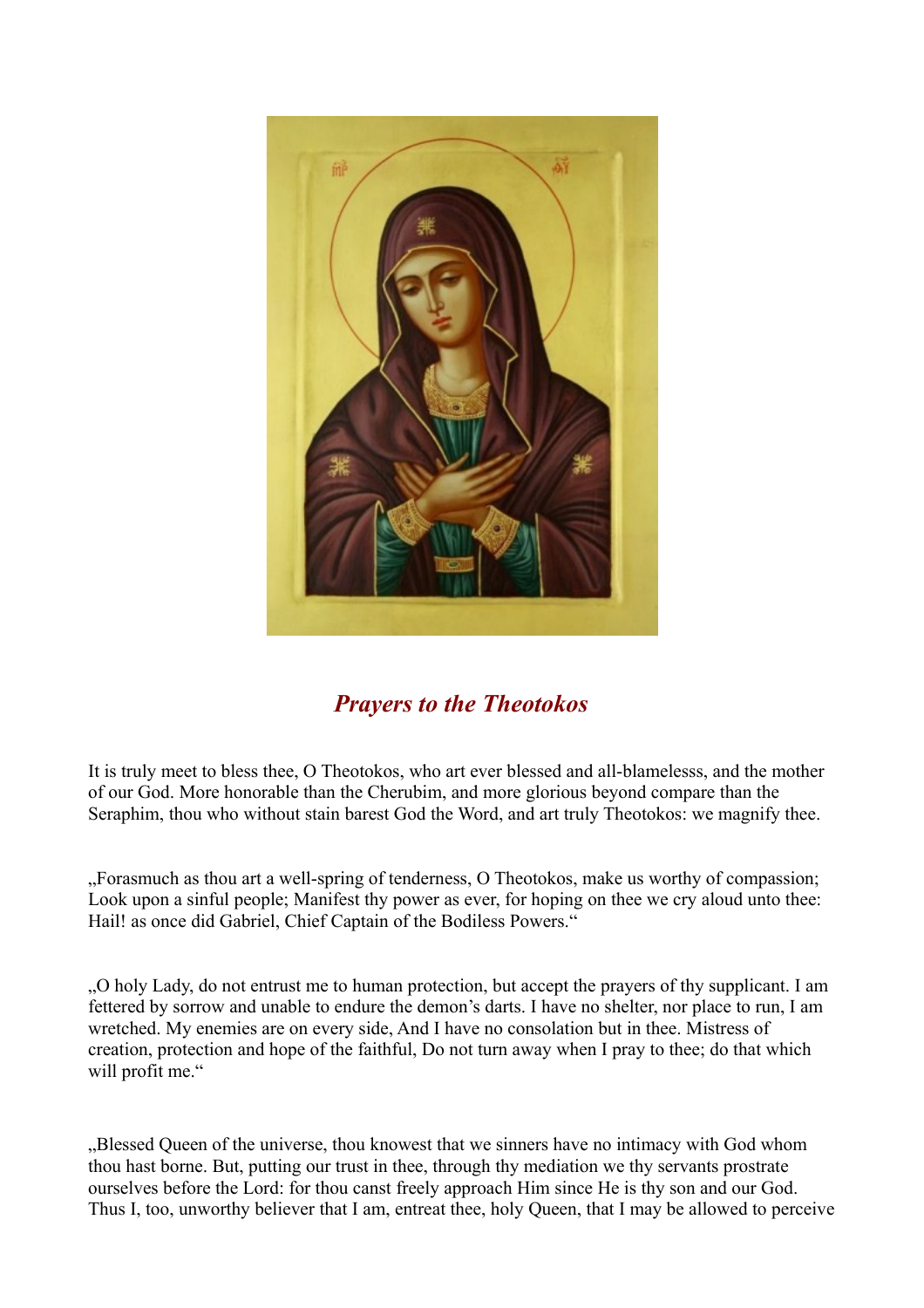## *Prayers to the Theotokos*

It is truly meet to bless thee, O Theotokos, who art ever blessed and all-blamelesss, and the mother of our God. More honorable than the Cherubim, and more glorious beyond compare than the Seraphim, thou who without stain barest God the Word, and art truly Theotokos: we magnify thee.

„Forasmuch as thou art a well-spring of tenderness, O Theotokos, make us worthy of compassion; Look upon a sinful people; Manifest thy power as ever, for hoping on thee we cry aloud unto thee: Hail! as once did Gabriel, Chief Captain of the Bodiless Powers."

„O holy Lady, do not entrust me to human protection, but accept the prayers of thy supplicant. I am fettered by sorrow and unable to endure the demon's darts. I have no shelter, nor place to run, I am wretched. My enemies are on every side, And I have no consolation but in thee. Mistress of creation, protection and hope of the faithful, Do not turn away when I pray to thee; do that which will profit me."

„Blessed Queen of the universe, thou knowest that we sinners have no intimacy with God whom thou hast borne. But, putting our trust in thee, through thy mediation we thy servants prostrate ourselves before the Lord: for thou canst freely approach Him since He is thy son and our God. Thus I, too, unworthy believer that I am, entreat thee, holy Queen, that I may be allowed to perceive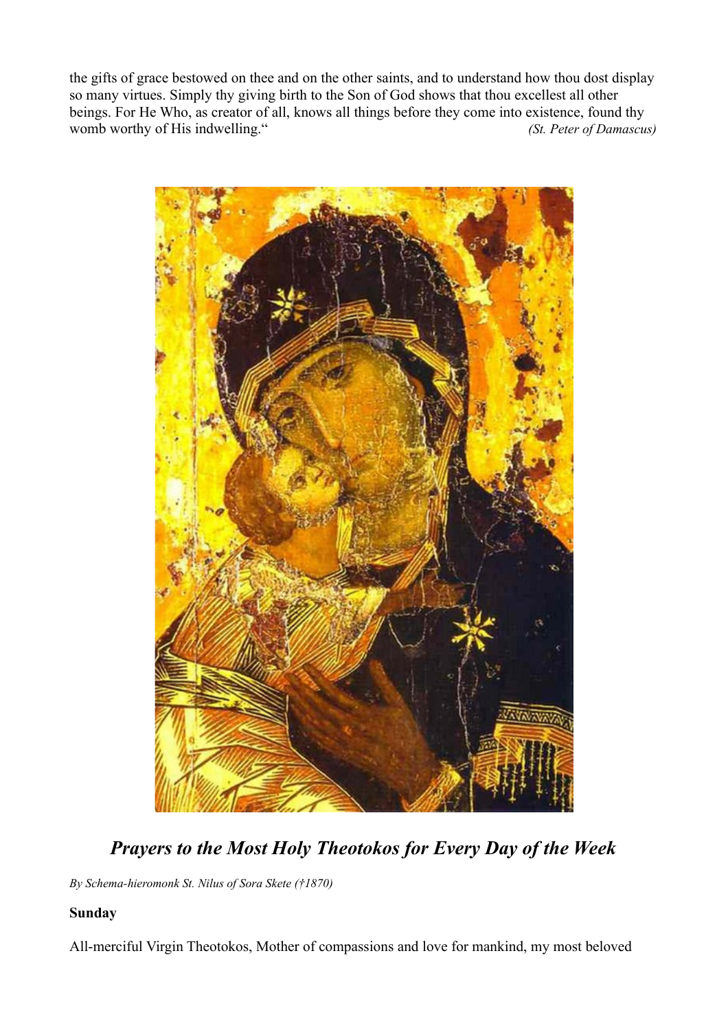the gifts of grace bestowed on thee and on the other saints, and to understand how thou dost display so many virtues. Simply thy giving birth to the Son of God shows that thou excellest all other beings. For He Who, as creator of all, knows all things before they come into existence, found thy womb worthy of His indwelling.“ *(St. Peter of Damascus)*

## ***Prayers to the Most Holy Theotokos for Every Day of the Week***

*By Schema-hieromonk St. Nilus of Sora Skete (†1870)*

**Sunday**

All-merciful Virgin Theotokos, Mother of compassions and love for mankind, my most beloved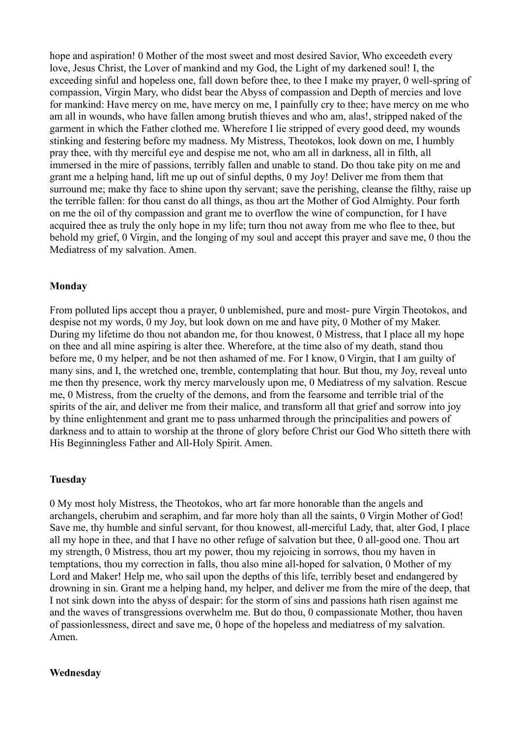hope and aspiration! 0 Mother of the most sweet and most desired Savior, Who exceedeth every love, Jesus Christ, the Lover of mankind and my God, the Light of my darkened soul! I, the exceeding sinful and hopeless one, fall down before thee, to thee I make my prayer, 0 well-spring of compassion, Virgin Mary, who didst bear the Abyss of compassion and Depth of mercies and love for mankind: Have mercy on me, have mercy on me, I painfully cry to thee; have mercy on me who am all in wounds, who have fallen among brutish thieves and who am, alas!, stripped naked of the garment in which the Father clothed me. Wherefore I lie stripped of every good deed, my wounds stinking and festering before my madness. My Mistress, Theotokos, look down on me, I humbly pray thee, with thy merciful eye and despise me not, who am all in darkness, all in filth, all immersed in the mire of passions, terribly fallen and unable to stand. Do thou take pity on me and grant me a helping hand, lift me up out of sinful depths, 0 my Joy! Deliver me from them that surround me; make thy face to shine upon thy servant; save the perishing, cleanse the filthy, raise up the terrible fallen: for thou canst do all things, as thou art the Mother of God Almighty. Pour forth on me the oil of thy compassion and grant me to overflow the wine of compunction, for I have acquired thee as truly the only hope in my life; turn thou not away from me who flee to thee, but behold my grief, 0 Virgin, and the longing of my soul and accept this prayer and save me, 0 thou the Mediatress of my salvation. Amen.

**Monday**

From polluted lips accept thou a prayer, 0 unblemished, pure and most- pure Virgin Theotokos, and despise not my words, 0 my Joy, but look down on me and have pity, 0 Mother of my Maker. During my lifetime do thou not abandon me, for thou knowest, 0 Mistress, that I place all my hope on thee and all mine aspiring is alter thee. Wherefore, at the time also of my death, stand thou before me, 0 my helper, and be not then ashamed of me. For I know, 0 Virgin, that I am guilty of many sins, and I, the wretched one, tremble, contemplating that hour. But thou, my Joy, reveal unto me then thy presence, work thy mercy marvelously upon me, 0 Mediatress of my salvation. Rescue me, 0 Mistress, from the cruelty of the demons, and from the fearsome and terrible trial of the spirits of the air, and deliver me from their malice, and transform all that grief and sorrow into joy by thine enlightenment and grant me to pass unharmed through the principalities and powers of darkness and to attain to worship at the throne of glory before Christ our God Who sitteth there with His Beginningless Father and All-Holy Spirit. Amen.

**Tuesday**

0 My most holy Mistress, the Theotokos, who art far more honorable than the angels and archangels, cherubim and seraphim, and far more holy than all the saints, 0 Virgin Mother of God! Save me, thy humble and sinful servant, for thou knowest, all-merciful Lady, that, alter God, I place all my hope in thee, and that I have no other refuge of salvation but thee, 0 all-good one. Thou art my strength, 0 Mistress, thou art my power, thou my rejoicing in sorrows, thou my haven in temptations, thou my correction in falls, thou also mine all-hoped for salvation, 0 Mother of my Lord and Maker! Help me, who sail upon the depths of this life, terribly beset and endangered by drowning in sin. Grant me a helping hand, my helper, and deliver me from the mire of the deep, that I not sink down into the abyss of despair: for the storm of sins and passions hath risen against me and the waves of transgressions overwhelm me. But do thou, 0 compassionate Mother, thou haven of passionlessness, direct and save me, 0 hope of the hopeless and mediatress of my salvation. Amen.

**Wednesday**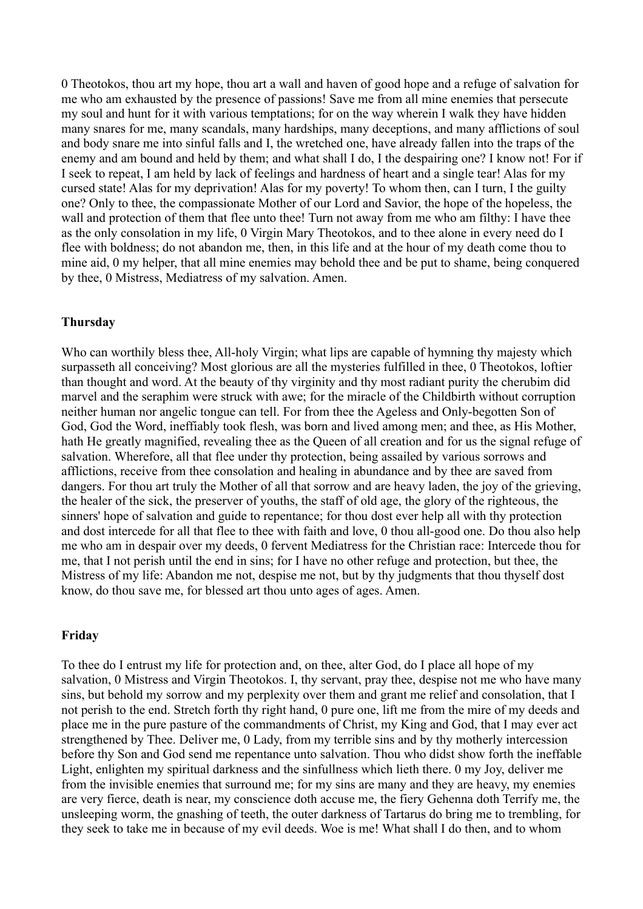0 Theotokos, thou art my hope, thou art a wall and haven of good hope and a refuge of salvation for me who am exhausted by the presence of passions! Save me from all mine enemies that persecute my soul and hunt for it with various temptations; for on the way wherein I walk they have hidden many snares for me, many scandals, many hardships, many deceptions, and many afflictions of soul and body snare me into sinful falls and I, the wretched one, have already fallen into the traps of the enemy and am bound and held by them; and what shall I do, I the despairing one? I know not! For if I seek to repeat, I am held by lack of feelings and hardness of heart and a single tear! Alas for my cursed state! Alas for my deprivation! Alas for my poverty! To whom then, can I turn, I the guilty one? Only to thee, the compassionate Mother of our Lord and Savior, the hope of the hopeless, the wall and protection of them that flee unto thee! Turn not away from me who am filthy: I have thee as the only consolation in my life, 0 Virgin Mary Theotokos, and to thee alone in every need do I flee with boldness; do not abandon me, then, in this life and at the hour of my death come thou to mine aid, 0 my helper, that all mine enemies may behold thee and be put to shame, being conquered by thee, 0 Mistress, Mediatress of my salvation. Amen.

**Thursday**

Who can worthily bless thee, All-holy Virgin; what lips are capable of hymning thy majesty which surpasseth all conceiving? Most glorious are all the mysteries fulfilled in thee, 0 Theotokos, loftier than thought and word. At the beauty of thy virginity and thy most radiant purity the cherubim did marvel and the seraphim were struck with awe; for the miracle of the Childbirth without corruption neither human nor angelic tongue can tell. For from thee the Ageless and Only-begotten Son of God, God the Word, ineffiably took flesh, was born and lived among men; and thee, as His Mother, hath He greatly magnified, revealing thee as the Queen of all creation and for us the signal refuge of salvation. Wherefore, all that flee under thy protection, being assailed by various sorrows and afflictions, receive from thee consolation and healing in abundance and by thee are saved from dangers. For thou art truly the Mother of all that sorrow and are heavy laden, the joy of the grieving, the healer of the sick, the preserver of youths, the staff of old age, the glory of the righteous, the sinners' hope of salvation and guide to repentance; for thou dost ever help all with thy protection and dost intercede for all that flee to thee with faith and love, 0 thou all-good one. Do thou also help me who am in despair over my deeds, 0 fervent Mediatress for the Christian race: Intercede thou for me, that I not perish until the end in sins; for I have no other refuge and protection, but thee, the Mistress of my life: Abandon me not, despise me not, but by thy judgments that thou thyself dost know, do thou save me, for blessed art thou unto ages of ages. Amen.

**Friday**

To thee do I entrust my life for protection and, on thee, alter God, do I place all hope of my salvation, 0 Mistress and Virgin Theotokos. I, thy servant, pray thee, despise not me who have many sins, but behold my sorrow and my perplexity over them and grant me relief and consolation, that I not perish to the end. Stretch forth thy right hand, 0 pure one, lift me from the mire of my deeds and place me in the pure pasture of the commandments of Christ, my King and God, that I may ever act strengthened by Thee. Deliver me, 0 Lady, from my terrible sins and by thy motherly intercession before thy Son and God send me repentance unto salvation. Thou who didst show forth the ineffable Light, enlighten my spiritual darkness and the sinfullness which lieth there. 0 my Joy, deliver me from the invisible enemies that surround me; for my sins are many and they are heavy, my enemies are very fierce, death is near, my conscience doth accuse me, the fiery Gehenna doth Terrify me, the unsleeping worm, the gnashing of teeth, the outer darkness of Tartarus do bring me to trembling, for they seek to take me in because of my evil deeds. Woe is me! What shall I do then, and to whom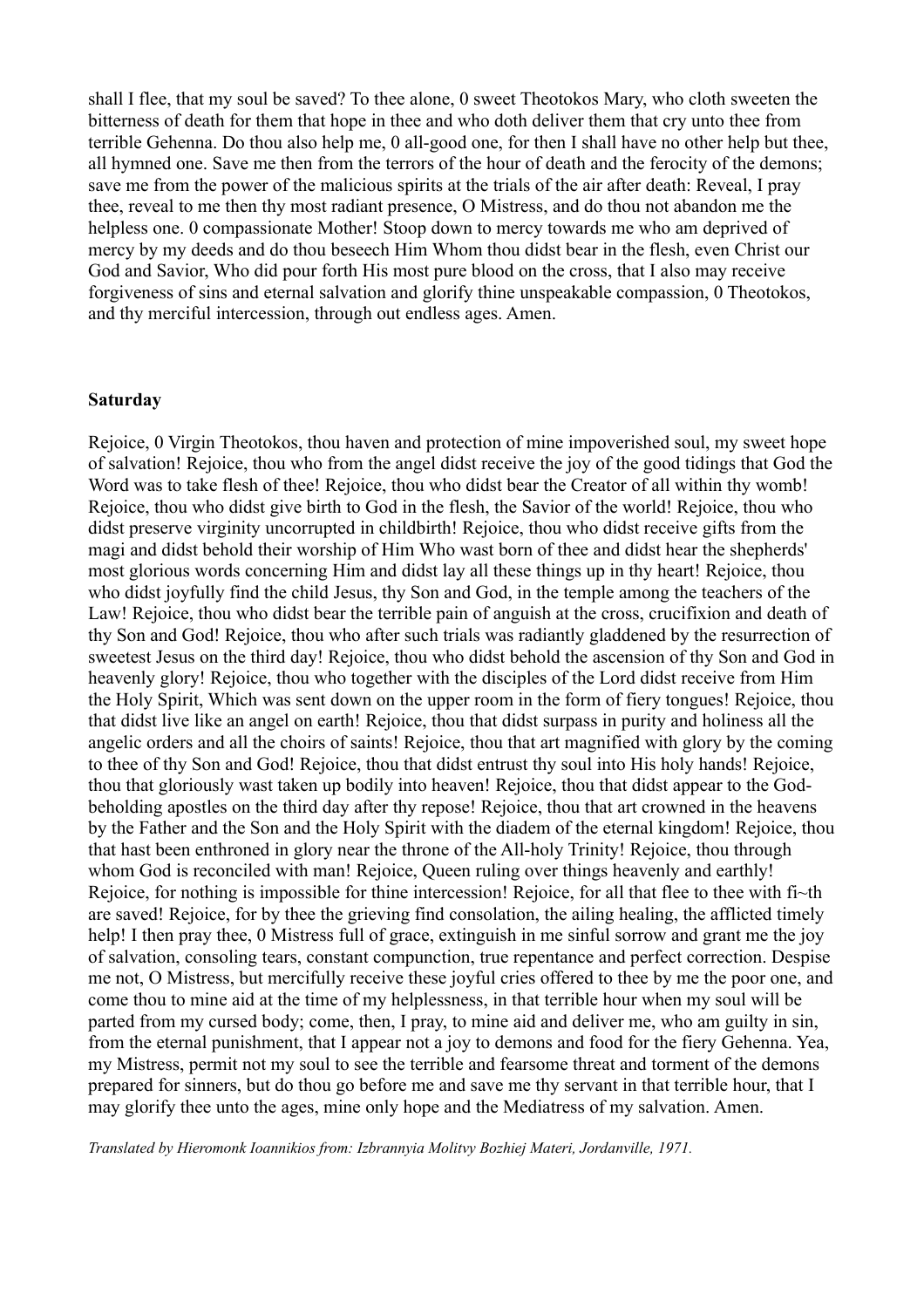shall I flee, that my soul be saved? To thee alone, 0 sweet Theotokos Mary, who cloth sweeten the bitterness of death for them that hope in thee and who doth deliver them that cry unto thee from terrible Gehenna. Do thou also help me, 0 all-good one, for then I shall have no other help but thee, all hymned one. Save me then from the terrors of the hour of death and the ferocity of the demons; save me from the power of the malicious spirits at the trials of the air after death: Reveal, I pray thee, reveal to me then thy most radiant presence, O Mistress, and do thou not abandon me the helpless one. 0 compassionate Mother! Stoop down to mercy towards me who am deprived of mercy by my deeds and do thou beseech Him Whom thou didst bear in the flesh, even Christ our God and Savior, Who did pour forth His most pure blood on the cross, that I also may receive forgiveness of sins and eternal salvation and glorify thine unspeakable compassion, 0 Theotokos, and thy merciful intercession, through out endless ages. Amen.

**Saturday**

Rejoice, 0 Virgin Theotokos, thou haven and protection of mine impoverished soul, my sweet hope of salvation! Rejoice, thou who from the angel didst receive the joy of the good tidings that God the Word was to take flesh of thee! Rejoice, thou who didst bear the Creator of all within thy womb! Rejoice, thou who didst give birth to God in the flesh, the Savior of the world! Rejoice, thou who didst preserve virginity uncorrupted in childbirth! Rejoice, thou who didst receive gifts from the magi and didst behold their worship of Him Who wast born of thee and didst hear the shepherds' most glorious words concerning Him and didst lay all these things up in thy heart! Rejoice, thou who didst joyfully find the child Jesus, thy Son and God, in the temple among the teachers of the Law! Rejoice, thou who didst bear the terrible pain of anguish at the cross, crucifixion and death of thy Son and God! Rejoice, thou who after such trials was radiantly gladdened by the resurrection of sweetest Jesus on the third day! Rejoice, thou who didst behold the ascension of thy Son and God in heavenly glory! Rejoice, thou who together with the disciples of the Lord didst receive from Him the Holy Spirit, Which was sent down on the upper room in the form of fiery tongues! Rejoice, thou that didst live like an angel on earth! Rejoice, thou that didst surpass in purity and holiness all the angelic orders and all the choirs of saints! Rejoice, thou that art magnified with glory by the coming to thee of thy Son and God! Rejoice, thou that didst entrust thy soul into His holy hands! Rejoice, thou that gloriously wast taken up bodily into heaven! Rejoice, thou that didst appear to the God-beholding apostles on the third day after thy repose! Rejoice, thou that art crowned in the heavens by the Father and the Son and the Holy Spirit with the diadem of the eternal kingdom! Rejoice, thou that hast been enthroned in glory near the throne of the All-holy Trinity! Rejoice, thou through whom God is reconciled with man! Rejoice, Queen ruling over things heavenly and earthly! Rejoice, for nothing is impossible for thine intercession! Rejoice, for all that flee to thee with fi~th are saved! Rejoice, for by thee the grieving find consolation, the ailing healing, the afflicted timely help! I then pray thee, 0 Mistress full of grace, extinguish in me sinful sorrow and grant me the joy of salvation, consoling tears, constant compunction, true repentance and perfect correction. Despise me not, O Mistress, but mercifully receive these joyful cries offered to thee by me the poor one, and come thou to mine aid at the time of my helplessness, in that terrible hour when my soul will be parted from my cursed body; come, then, I pray, to mine aid and deliver me, who am guilty in sin, from the eternal punishment, that I appear not a joy to demons and food for the fiery Gehenna. Yea, my Mistress, permit not my soul to see the terrible and fearsome threat and torment of the demons prepared for sinners, but do thou go before me and save me thy servant in that terrible hour, that I may glorify thee unto the ages, mine only hope and the Mediatress of my salvation. Amen.

*Translated by Hieromonk Ioannikios from: Izbrannyia Molitvy Bozhiej Materi, Jordanville, 1971.*